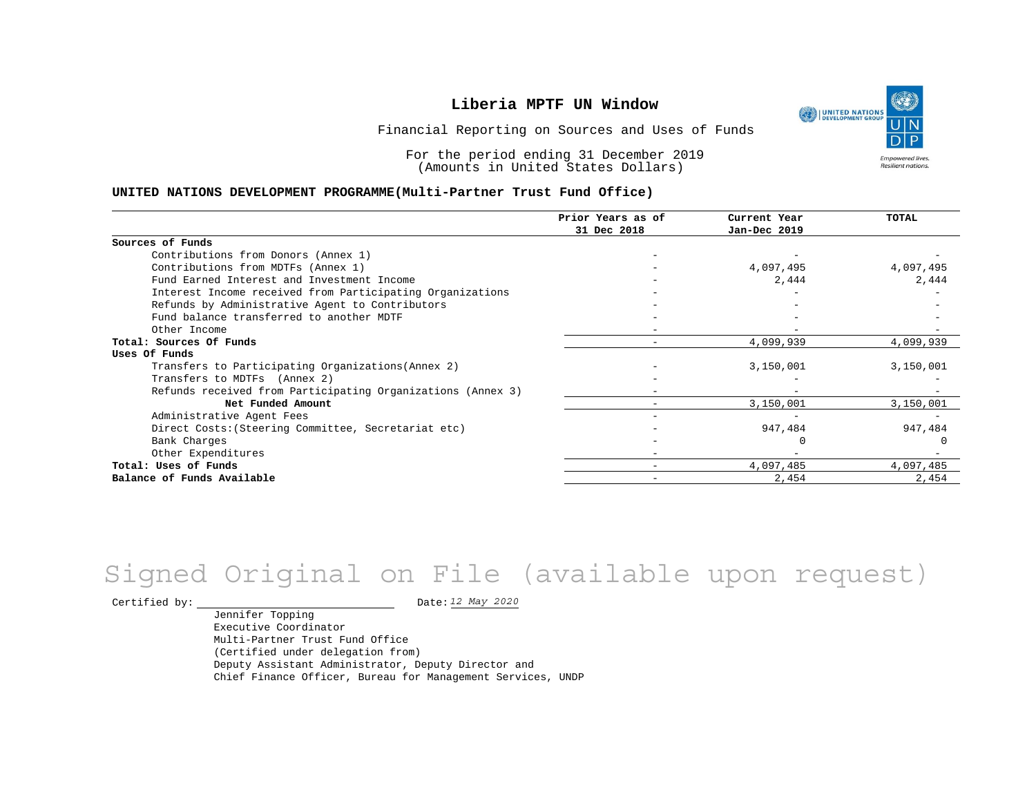# Liberia MPTF UN Window

Financial Reporting on Sources and Uses of Funds

For the period ending 31 December 2019
(Amounts in United States Dollars)

**UNITED NATIONS DEVELOPMENT PROGRAMME(Multi-Partner Trust Fund Office)**

| | Prior Years as of 31 Dec 2018 | Current Year Jan-Dec 2019 | TOTAL |
|---|---|---|---|
| **Sources of Funds** | | | |
| Contributions from Donors (Annex 1) | - | - | - |
| Contributions from MDTFs (Annex 1) | - | 4,097,495 | 4,097,495 |
| Fund Earned Interest and Investment Income | - | 2,444 | 2,444 |
| Interest Income received from Participating Organizations | - | - | - |
| Refunds by Administrative Agent to Contributors | - | - | - |
| Fund balance transferred to another MDTF | - | - | - |
| Other Income | - | - | - |
| **Total: Sources Of Funds** | - | 4,099,939 | 4,099,939 |
| **Uses Of Funds** | | | |
| Transfers to Participating Organizations(Annex 2) | - | 3,150,001 | 3,150,001 |
| Transfers to MDTFs (Annex 2) | - | - | - |
| Refunds received from Participating Organizations (Annex 3) | - | - | - |
| **Net Funded Amount** | - | 3,150,001 | 3,150,001 |
| Administrative Agent Fees | - | - | - |
| Direct Costs:(Steering Committee, Secretariat etc) | - | 947,484 | 947,484 |
| Bank Charges | - | 0 | 0 |
| Other Expenditures | - | - | - |
| **Total: Uses of Funds** | - | 4,097,485 | 4,097,485 |
| **Balance of Funds Available** | - | 2,454 | 2,454 |

Signed Original on File (available upon request)

Certified by: \_\_\_\_\_\_\_\_\_\_\_\_\_\_\_\_\_\_\_\_ Date: *12 May 2020*

Jennifer Topping
Executive Coordinator
Multi-Partner Trust Fund Office
(Certified under delegation from)
Deputy Assistant Administrator, Deputy Director and
Chief Finance Officer, Bureau for Management Services, UNDP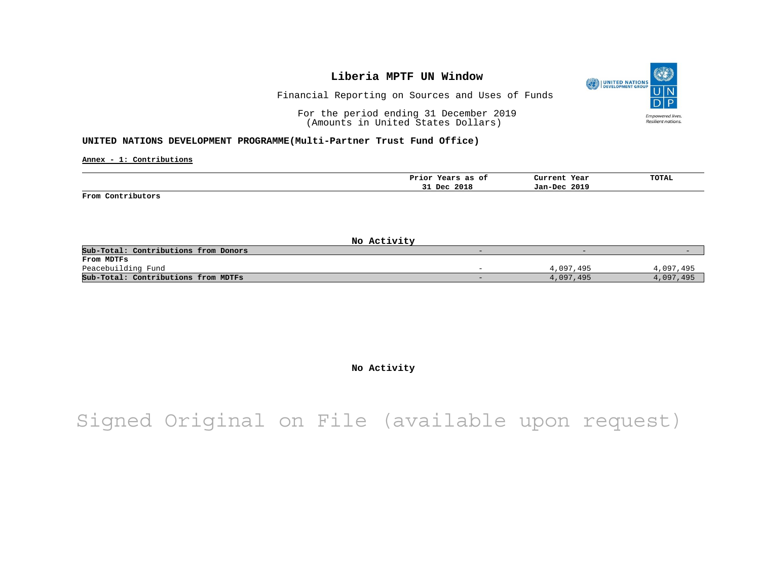# Liberia MPTF UN Window

Financial Reporting on Sources and Uses of Funds

For the period ending 31 December 2019
(Amounts in United States Dollars)

**UNITED NATIONS DEVELOPMENT PROGRAMME(Multi-Partner Trust Fund Office)**

**Annex - 1: Contributions**

| | Prior Years as of 31 Dec 2018 | Current Year Jan-Dec 2019 | TOTAL |
|---|---|---|---|
| **From Contributors** | | | |
| No Activity | | | |
| **Sub-Total: Contributions from Donors** | - | - | - |
| **From MDTFs** | | | |
| Peacebuilding Fund | - | 4,097,495 | 4,097,495 |
| **Sub-Total: Contributions from MDTFs** | - | 4,097,495 | 4,097,495 |

**No Activity**

Signed Original on File (available upon request)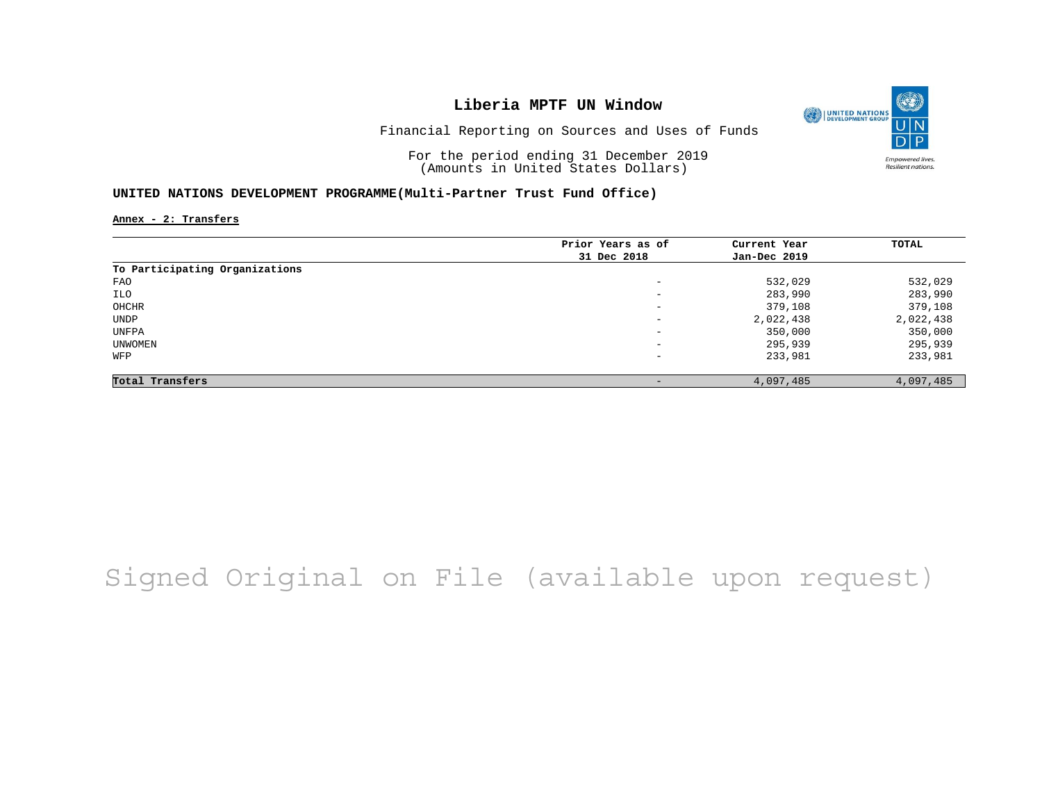# Liberia MPTF UN Window

Financial Reporting on Sources and Uses of Funds

For the period ending 31 December 2019
(Amounts in United States Dollars)

## UNITED NATIONS DEVELOPMENT PROGRAMME(Multi-Partner Trust Fund Office)

**Annex - 2: Transfers**

| | Prior Years as of 31 Dec 2018 | Current Year Jan-Dec 2019 | TOTAL |
|---|---|---|---|
| **To Participating Organizations** | | | |
| FAO | - | 532,029 | 532,029 |
| ILO | - | 283,990 | 283,990 |
| OHCHR | - | 379,108 | 379,108 |
| UNDP | - | 2,022,438 | 2,022,438 |
| UNFPA | - | 350,000 | 350,000 |
| UNWOMEN | - | 295,939 | 295,939 |
| WFP | - | 233,981 | 233,981 |
| **Total Transfers** | - | 4,097,485 | 4,097,485 |

Signed Original on File (available upon request)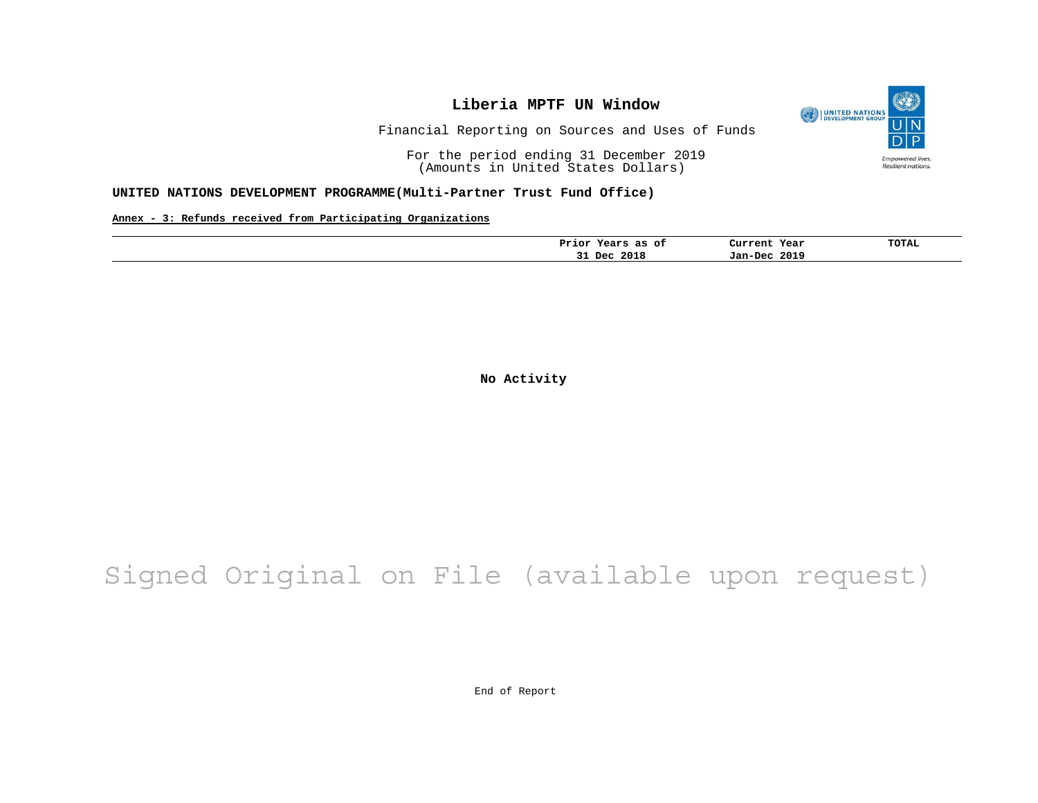# Liberia MPTF UN Window

Financial Reporting on Sources and Uses of Funds

For the period ending 31 December 2019
(Amounts in United States Dollars)

**UNITED NATIONS DEVELOPMENT PROGRAMME(Multi-Partner Trust Fund Office)**

**Annex - 3: Refunds received from Participating Organizations**

| | Prior Years as of 31 Dec 2018 | Current Year Jan-Dec 2019 | TOTAL |
|---|---|---|---|

**No Activity**

Signed Original on File (available upon request)

End of Report